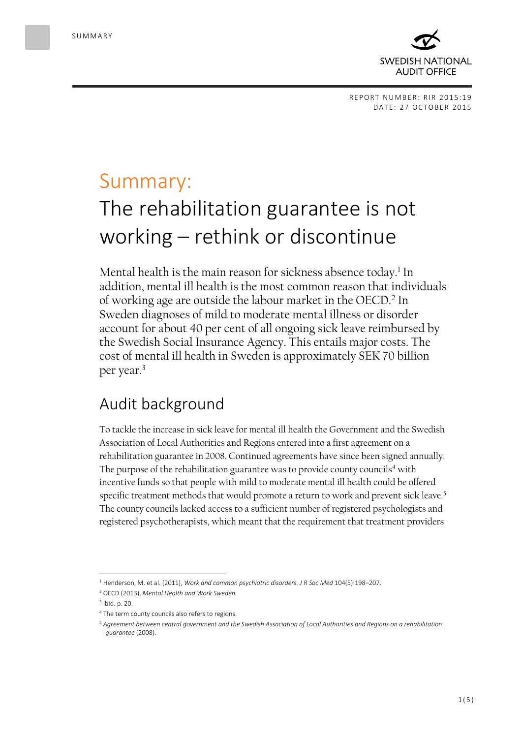REPORT NUMBER: RIR 2015:19
DATE: 27 OCTOBER 2015

# Summary:
# The rehabilitation guarantee is not working – rethink or discontinue

Mental health is the main reason for sickness absence today.[1] In addition, mental ill health is the most common reason that individuals of working age are outside the labour market in the OECD.[2] In Sweden diagnoses of mild to moderate mental illness or disorder account for about 40 per cent of all ongoing sick leave reimbursed by the Swedish Social Insurance Agency. This entails major costs. The cost of mental ill health in Sweden is approximately SEK 70 billion per year.[3]

## Audit background

To tackle the increase in sick leave for mental ill health the Government and the Swedish Association of Local Authorities and Regions entered into a first agreement on a rehabilitation guarantee in 2008. Continued agreements have since been signed annually. The purpose of the rehabilitation guarantee was to provide county councils[4] with incentive funds so that people with mild to moderate mental ill health could be offered specific treatment methods that would promote a return to work and prevent sick leave.[5] The county councils lacked access to a sufficient number of registered psychologists and registered psychotherapists, which meant that the requirement that treatment providers

---

[1] Henderson, M. et al. (2011), *Work and common psychiatric disorders. J R Soc Med* 104(5):198–207.

[2] OECD (2013), *Mental Health and Work Sweden.*

[3] Ibid. p. 20.

[4] The term county councils also refers to regions.

[5] *Agreement between central government and the Swedish Association of Local Authorities and Regions on a rehabilitation guarantee* (2008).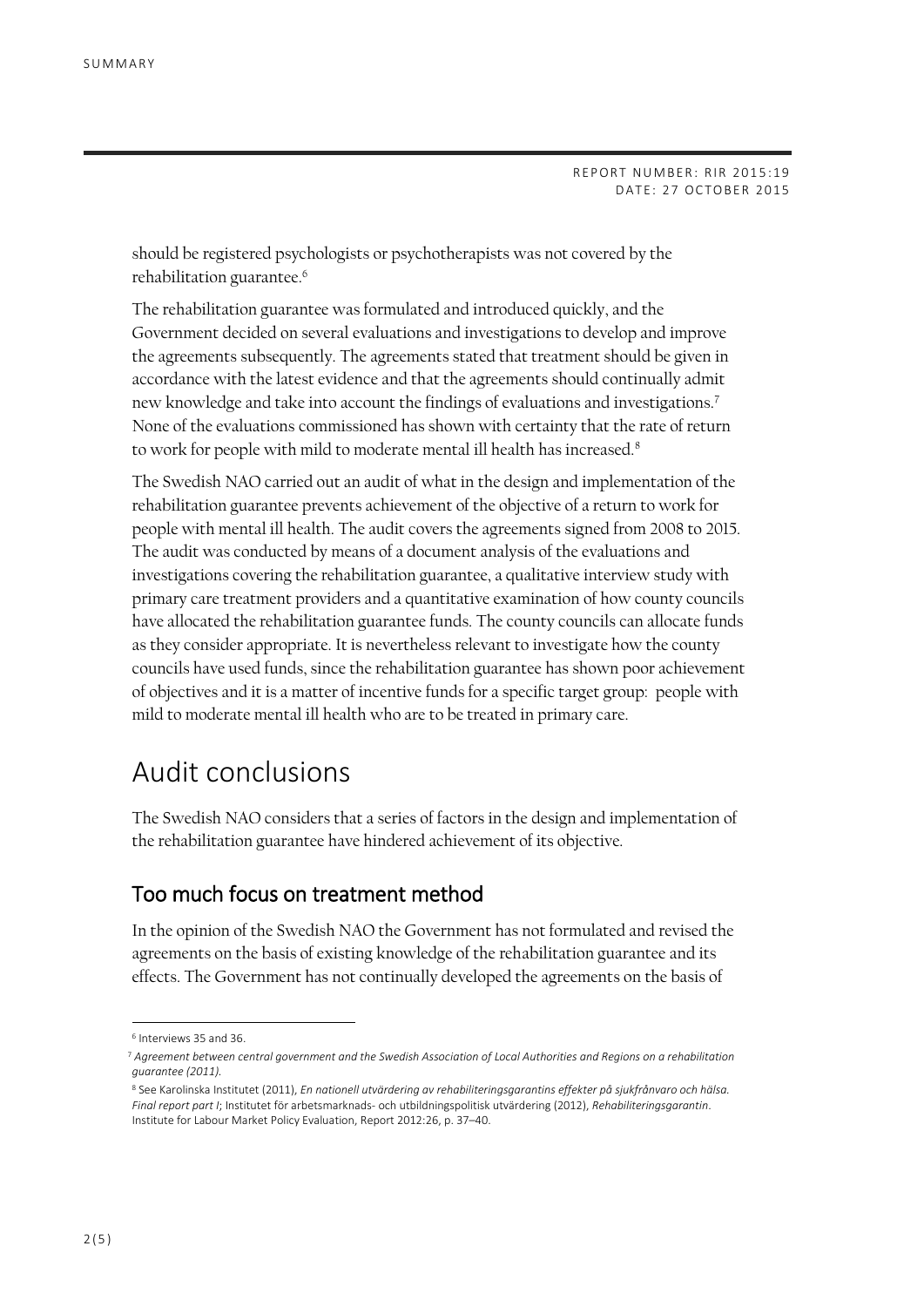should be registered psychologists or psychotherapists was not covered by the rehabilitation guarantee.[6]

The rehabilitation guarantee was formulated and introduced quickly, and the Government decided on several evaluations and investigations to develop and improve the agreements subsequently. The agreements stated that treatment should be given in accordance with the latest evidence and that the agreements should continually admit new knowledge and take into account the findings of evaluations and investigations.[7] None of the evaluations commissioned has shown with certainty that the rate of return to work for people with mild to moderate mental ill health has increased.[8]

The Swedish NAO carried out an audit of what in the design and implementation of the rehabilitation guarantee prevents achievement of the objective of a return to work for people with mental ill health. The audit covers the agreements signed from 2008 to 2015. The audit was conducted by means of a document analysis of the evaluations and investigations covering the rehabilitation guarantee, a qualitative interview study with primary care treatment providers and a quantitative examination of how county councils have allocated the rehabilitation guarantee funds. The county councils can allocate funds as they consider appropriate. It is nevertheless relevant to investigate how the county councils have used funds, since the rehabilitation guarantee has shown poor achievement of objectives and it is a matter of incentive funds for a specific target group: people with mild to moderate mental ill health who are to be treated in primary care.

## Audit conclusions

The Swedish NAO considers that a series of factors in the design and implementation of the rehabilitation guarantee have hindered achievement of its objective.

### Too much focus on treatment method

In the opinion of the Swedish NAO the Government has not formulated and revised the agreements on the basis of existing knowledge of the rehabilitation guarantee and its effects. The Government has not continually developed the agreements on the basis of

---

[6] Interviews 35 and 36.

[7] *Agreement between central government and the Swedish Association of Local Authorities and Regions on a rehabilitation guarantee (2011).*

[8] See Karolinska Institutet (2011), *En nationell utvärdering av rehabiliteringsgarantins effekter på sjukfrånvaro och hälsa. Final report part I*; Institutet för arbetsmarknads- och utbildningspolitisk utvärdering (2012), *Rehabiliteringsgarantin*. Institute for Labour Market Policy Evaluation, Report 2012:26, p. 37–40.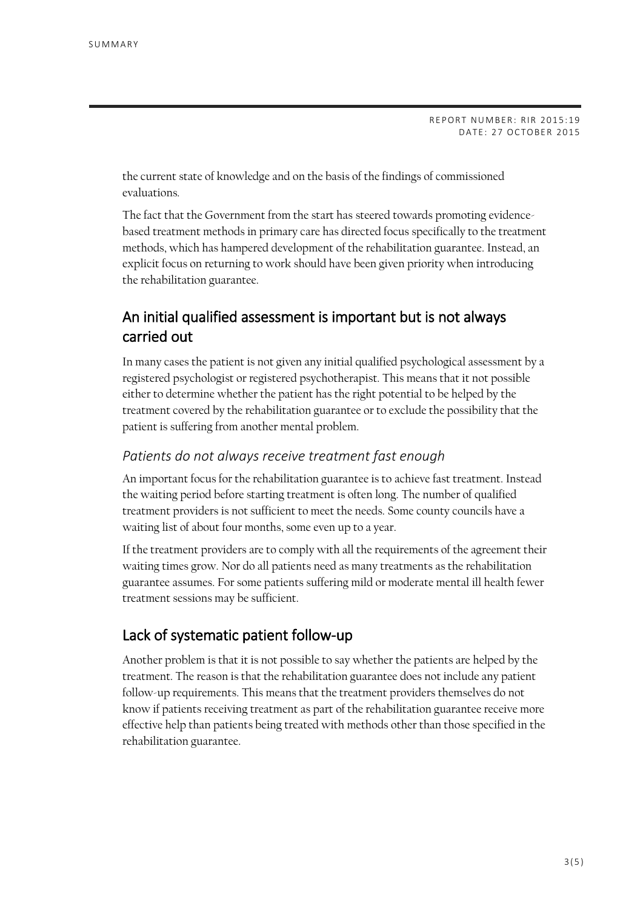the current state of knowledge and on the basis of the findings of commissioned evaluations.

The fact that the Government from the start has steered towards promoting evidence-based treatment methods in primary care has directed focus specifically to the treatment methods, which has hampered development of the rehabilitation guarantee. Instead, an explicit focus on returning to work should have been given priority when introducing the rehabilitation guarantee.

## An initial qualified assessment is important but is not always carried out

In many cases the patient is not given any initial qualified psychological assessment by a registered psychologist or registered psychotherapist. This means that it not possible either to determine whether the patient has the right potential to be helped by the treatment covered by the rehabilitation guarantee or to exclude the possibility that the patient is suffering from another mental problem.

### *Patients do not always receive treatment fast enough*

An important focus for the rehabilitation guarantee is to achieve fast treatment. Instead the waiting period before starting treatment is often long. The number of qualified treatment providers is not sufficient to meet the needs. Some county councils have a waiting list of about four months, some even up to a year.

If the treatment providers are to comply with all the requirements of the agreement their waiting times grow. Nor do all patients need as many treatments as the rehabilitation guarantee assumes. For some patients suffering mild or moderate mental ill health fewer treatment sessions may be sufficient.

## Lack of systematic patient follow-up

Another problem is that it is not possible to say whether the patients are helped by the treatment. The reason is that the rehabilitation guarantee does not include any patient follow-up requirements. This means that the treatment providers themselves do not know if patients receiving treatment as part of the rehabilitation guarantee receive more effective help than patients being treated with methods other than those specified in the rehabilitation guarantee.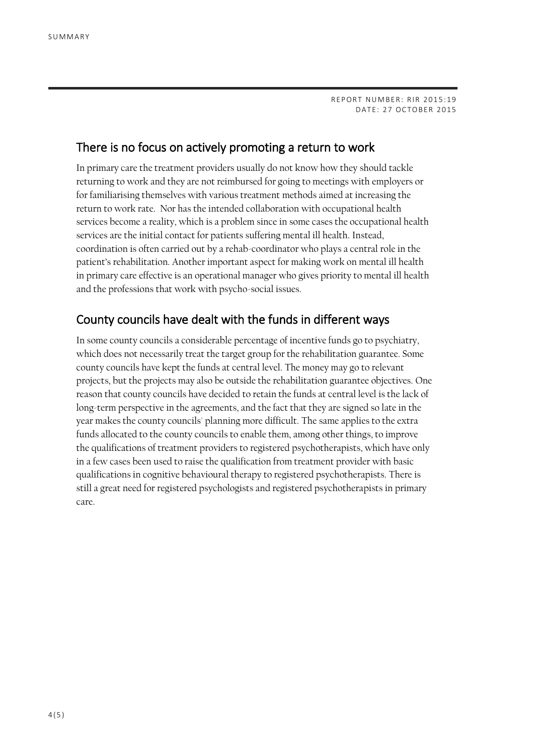REPORT NUMBER: RIR 2015:19
DATE: 27 OCTOBER 2015

## There is no focus on actively promoting a return to work

In primary care the treatment providers usually do not know how they should tackle returning to work and they are not reimbursed for going to meetings with employers or for familiarising themselves with various treatment methods aimed at increasing the return to work rate. Nor has the intended collaboration with occupational health services become a reality, which is a problem since in some cases the occupational health services are the initial contact for patients suffering mental ill health. Instead, coordination is often carried out by a rehab-coordinator who plays a central role in the patient's rehabilitation. Another important aspect for making work on mental ill health in primary care effective is an operational manager who gives priority to mental ill health and the professions that work with psycho-social issues.

## County councils have dealt with the funds in different ways

In some county councils a considerable percentage of incentive funds go to psychiatry, which does not necessarily treat the target group for the rehabilitation guarantee. Some county councils have kept the funds at central level. The money may go to relevant projects, but the projects may also be outside the rehabilitation guarantee objectives. One reason that county councils have decided to retain the funds at central level is the lack of long-term perspective in the agreements, and the fact that they are signed so late in the year makes the county councils' planning more difficult. The same applies to the extra funds allocated to the county councils to enable them, among other things, to improve the qualifications of treatment providers to registered psychotherapists, which have only in a few cases been used to raise the qualification from treatment provider with basic qualifications in cognitive behavioural therapy to registered psychotherapists. There is still a great need for registered psychologists and registered psychotherapists in primary care.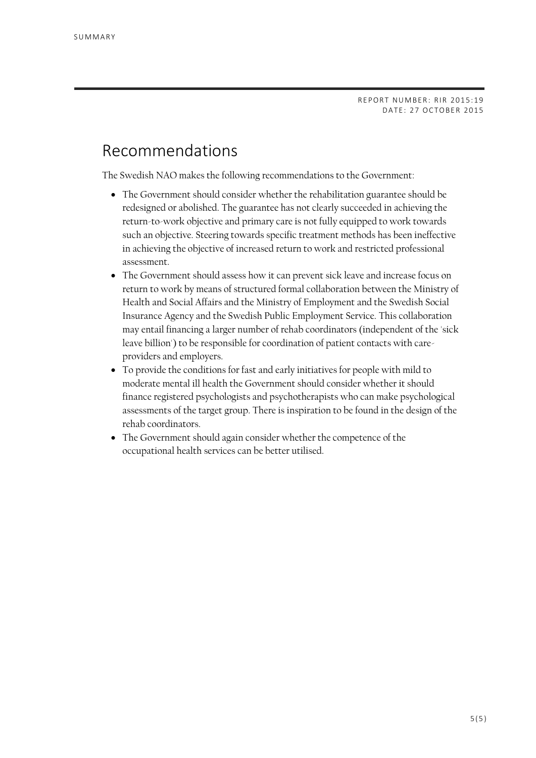REPORT NUMBER: RIR 2015:19
DATE: 27 OCTOBER 2015

## Recommendations

The Swedish NAO makes the following recommendations to the Government:

- The Government should consider whether the rehabilitation guarantee should be redesigned or abolished. The guarantee has not clearly succeeded in achieving the return-to-work objective and primary care is not fully equipped to work towards such an objective. Steering towards specific treatment methods has been ineffective in achieving the objective of increased return to work and restricted professional assessment.
- The Government should assess how it can prevent sick leave and increase focus on return to work by means of structured formal collaboration between the Ministry of Health and Social Affairs and the Ministry of Employment and the Swedish Social Insurance Agency and the Swedish Public Employment Service. This collaboration may entail financing a larger number of rehab coordinators (independent of the 'sick leave billion') to be responsible for coordination of patient contacts with care-providers and employers.
- To provide the conditions for fast and early initiatives for people with mild to moderate mental ill health the Government should consider whether it should finance registered psychologists and psychotherapists who can make psychological assessments of the target group. There is inspiration to be found in the design of the rehab coordinators.
- The Government should again consider whether the competence of the occupational health services can be better utilised.